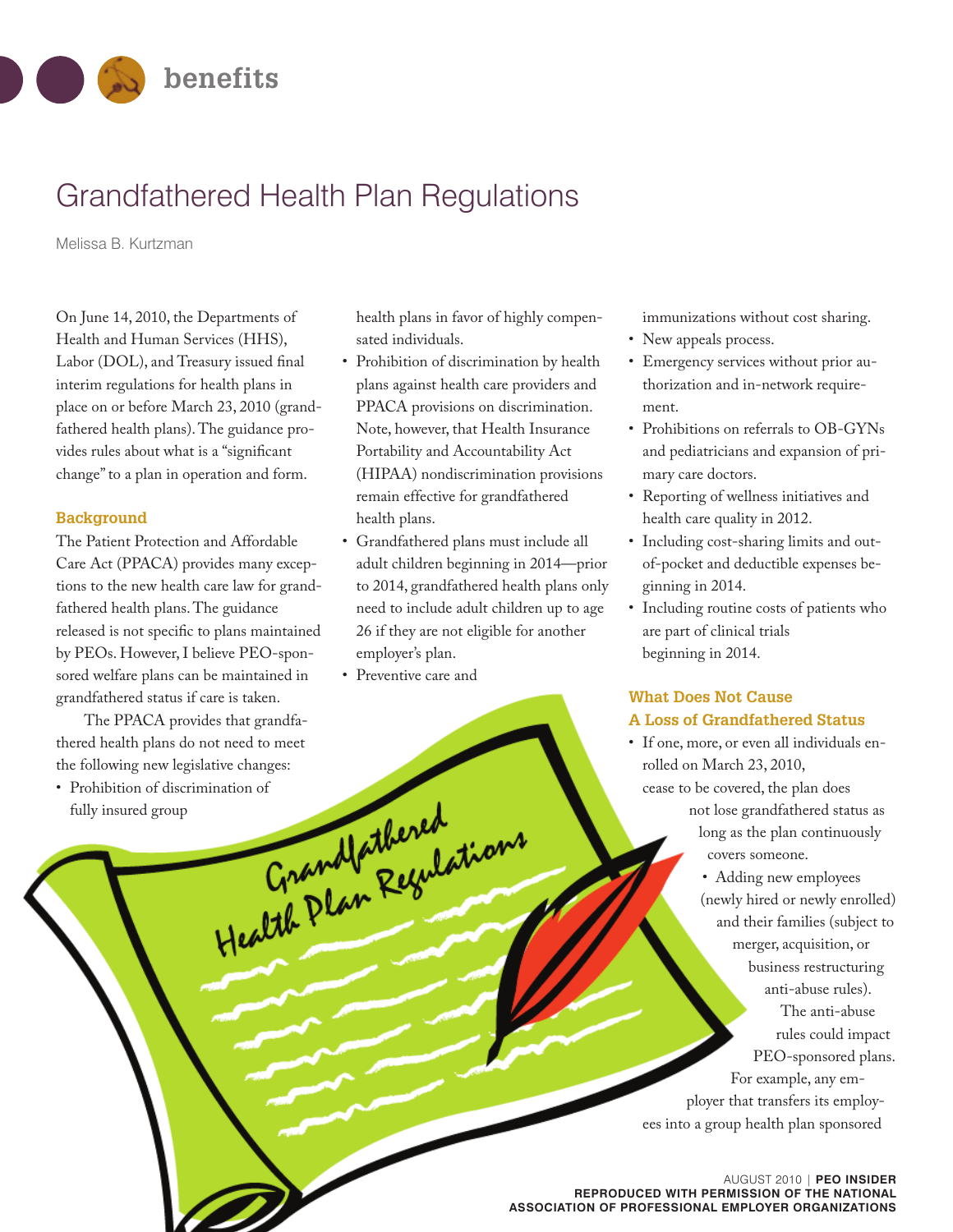# Grandfathered Health Plan Regulations

Melissa B. Kurtzman

On June 14, 2010, the Departments of Health and Human Services (HHS), Labor (DOL), and Treasury issued final interim regulations for health plans in place on or before March 23, 2010 (grandfathered health plans). The guidance provides rules about what is a "significant change" to a plan in operation and form.

## Background

The Patient Protection and Affordable Care Act (PPACA) provides many exceptions to the new health care law for grandfathered health plans. The guidance released is not specific to plans maintained by PEOs. However, I believe PEO-sponsored welfare plans can be maintained in grandfathered status if care is taken.

The PPACA provides that grandfathered health plans do not need to meet the following new legislative changes:

- Prohibition of discrimination of fully insured group health plans in favor of highly compensated individuals.
- Prohibition of discrimination by health plans against health care providers and PPACA provisions on discrimination. Note, however, that Health Insurance Portability and Accountability Act (HIPAA) nondiscrimination provisions remain effective for grandfathered health plans.
- Grandfathered plans must include all adult children beginning in 2014—prior to 2014, grandfathered health plans only need to include adult children up to age 26 if they are not eligible for another employer's plan.
- Preventive care and immunizations without cost sharing.
- New appeals process.
- Emergency services without prior authorization and in-network requirement.
- Prohibitions on referrals to OB-GYNs and pediatricians and expansion of primary care doctors.
- Reporting of wellness initiatives and health care quality in 2012.
- Including cost-sharing limits and out-of-pocket and deductible expenses beginning in 2014.
- Including routine costs of patients who are part of clinical trials beginning in 2014.

## What Does Not Cause A Loss of Grandfathered Status

- If one, more, or even all individuals enrolled on March 23, 2010, cease to be covered, the plan does not lose grandfathered status as long as the plan continuously covers someone.
- Adding new employees (newly hired or newly enrolled) and their families (subject to merger, acquisition, or business restructuring anti-abuse rules). The anti-abuse rules could impact PEO-sponsored plans. For example, any employer that transfers its employees into a group health plan sponsored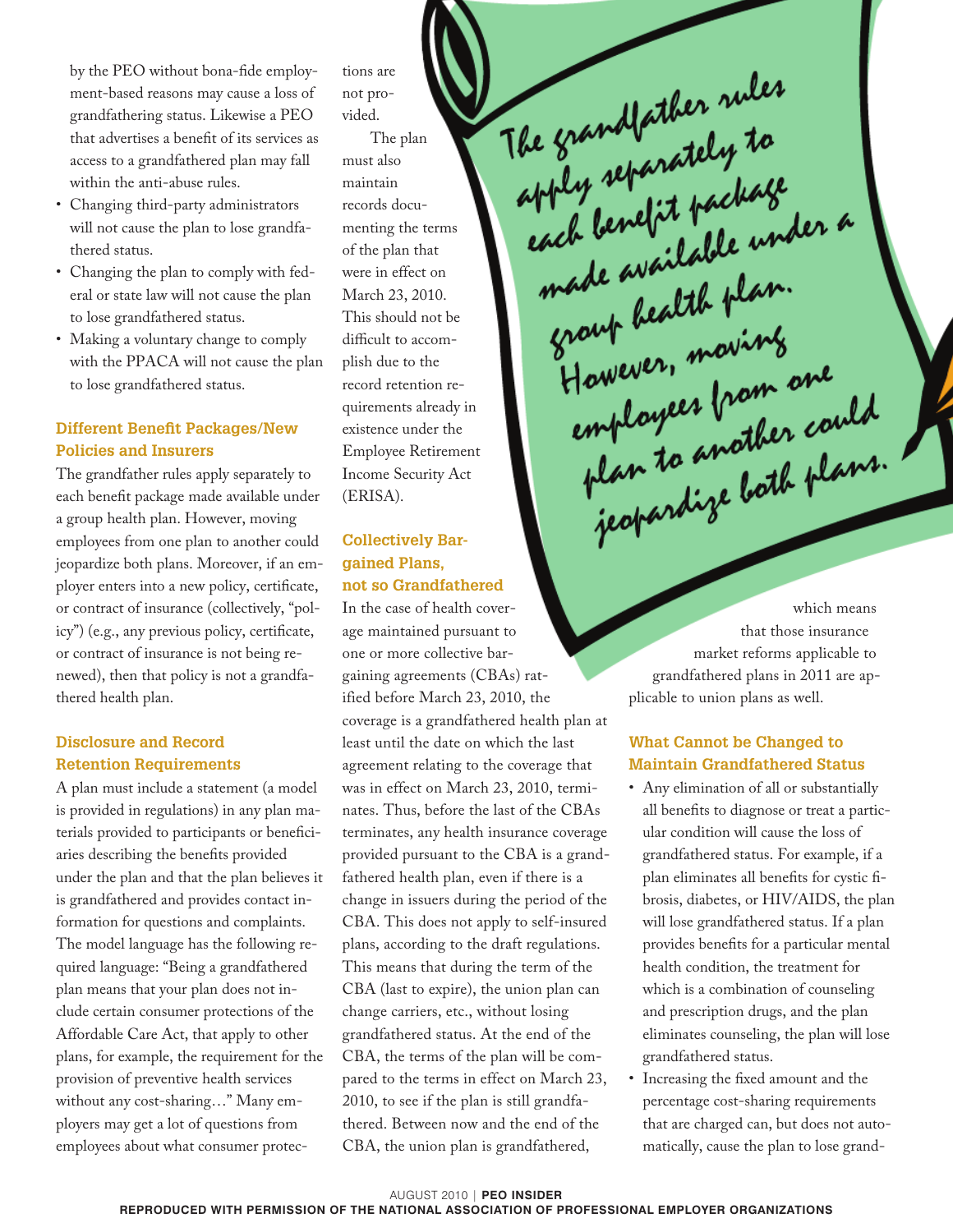by the PEO without bona-fide employment-based reasons may cause a loss of grandfathering status. Likewise a PEO that advertises a benefit of its services as access to a grandfathered plan may fall within the anti-abuse rules.

- Changing third-party administrators will not cause the plan to lose grandfathered status.
- Changing the plan to comply with federal or state law will not cause the plan to lose grandfathered status.
- Making a voluntary change to comply with the PPACA will not cause the plan to lose grandfathered status.

### Different Benefit Packages/New Policies and Insurers

The grandfather rules apply separately to each benefit package made available under a group health plan. However, moving employees from one plan to another could jeopardize both plans. Moreover, if an employer enters into a new policy, certificate, or contract of insurance (collectively, "policy") (e.g., any previous policy, certificate, or contract of insurance is not being renewed), then that policy is not a grandfathered health plan.

### Disclosure and Record Retention Requirements

A plan must include a statement (a model is provided in regulations) in any plan materials provided to participants or beneficiaries describing the benefits provided under the plan and that the plan believes it is grandfathered and provides contact information for questions and complaints. The model language has the following required language: "Being a grandfathered plan means that your plan does not include certain consumer protections of the Affordable Care Act, that apply to other plans, for example, the requirement for the provision of preventive health services without any cost-sharing…" Many employers may get a lot of questions from employees about what consumer protections are not provided.

The plan must also maintain records documenting the terms of the plan that were in effect on March 23, 2010. This should not be difficult to accomplish due to the record retention requirements already in existence under the Employee Retirement Income Security Act (ERISA).

### Collectively Bargained Plans, not so Grandfathered

In the case of health coverage maintained pursuant to one or more collective bargaining agreements (CBAs) ratified before March 23, 2010, the coverage is a grandfathered health plan at least until the date on which the last agreement relating to the coverage that was in effect on March 23, 2010, terminates. Thus, before the last of the CBAs terminates, any health insurance coverage provided pursuant to the CBA is a grandfathered health plan, even if there is a change in issuers during the period of the CBA. This does not apply to self-insured plans, according to the draft regulations. This means that during the term of the CBA (last to expire), the union plan can change carriers, etc., without losing grandfathered status. At the end of the CBA, the terms of the plan will be compared to the terms in effect on March 23, 2010, to see if the plan is still grandfathered. Between now and the end of the CBA, the union plan is grandfathered, which means that those insurance market reforms applicable to grandfathered plans in 2011 are applicable to union plans as well.

> The grandfather rules apply separately to each benefit package made available under a group health plan. However, moving employees from one plan to another could jeopardize both plans.

### What Cannot be Changed to Maintain Grandfathered Status

- Any elimination of all or substantially all benefits to diagnose or treat a particular condition will cause the loss of grandfathered status. For example, if a plan eliminates all benefits for cystic fibrosis, diabetes, or HIV/AIDS, the plan will lose grandfathered status. If a plan provides benefits for a particular mental health condition, the treatment for which is a combination of counseling and prescription drugs, and the plan eliminates counseling, the plan will lose grandfathered status.
- Increasing the fixed amount and the percentage cost-sharing requirements that are charged can, but does not automatically, cause the plan to lose grand-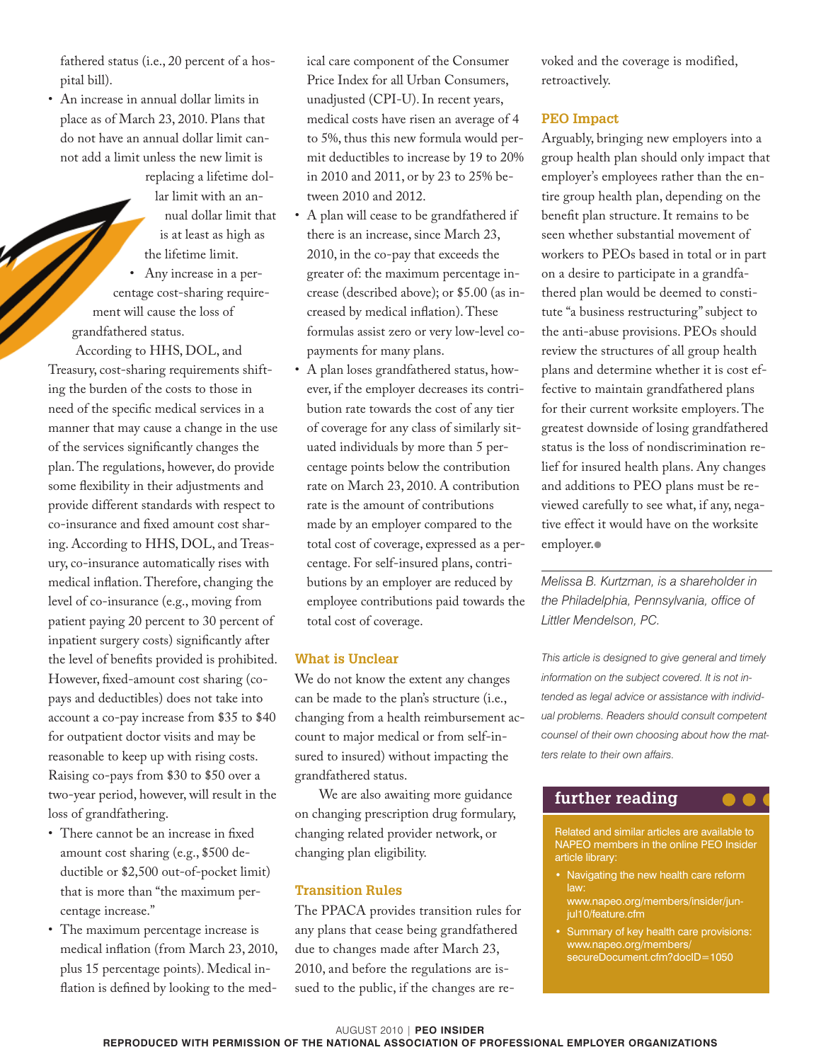fathered status (i.e., 20 percent of a hospital bill).

- An increase in annual dollar limits in place as of March 23, 2010. Plans that do not have an annual dollar limit cannot add a limit unless the new limit is replacing a lifetime dollar limit with an annual dollar limit that is at least as high as the lifetime limit.
- Any increase in a percentage cost-sharing requirement will cause the loss of grandfathered status.

According to HHS, DOL, and Treasury, cost-sharing requirements shifting the burden of the costs to those in need of the specific medical services in a manner that may cause a change in the use of the services significantly changes the plan. The regulations, however, do provide some flexibility in their adjustments and provide different standards with respect to co-insurance and fixed amount cost sharing. According to HHS, DOL, and Treasury, co-insurance automatically rises with medical inflation. Therefore, changing the level of co-insurance (e.g., moving from patient paying 20 percent to 30 percent of inpatient surgery costs) significantly after the level of benefits provided is prohibited. However, fixed-amount cost sharing (co-pays and deductibles) does not take into account a co-pay increase from $35 to $40 for outpatient doctor visits and may be reasonable to keep up with rising costs. Raising co-pays from $30 to $50 over a two-year period, however, will result in the loss of grandfathering.

- There cannot be an increase in fixed amount cost sharing (e.g., $500 deductible or $2,500 out-of-pocket limit) that is more than "the maximum percentage increase."
- The maximum percentage increase is medical inflation (from March 23, 2010, plus 15 percentage points). Medical inflation is defined by looking to the medical care component of the Consumer Price Index for all Urban Consumers, unadjusted (CPI-U). In recent years, medical costs have risen an average of 4 to 5%, thus this new formula would permit deductibles to increase by 19 to 20% in 2010 and 2011, or by 23 to 25% between 2010 and 2012.
- A plan will cease to be grandfathered if there is an increase, since March 23, 2010, in the co-pay that exceeds the greater of: the maximum percentage increase (described above); or $5.00 (as increased by medical inflation). These formulas assist zero or very low-level co-payments for many plans.
- A plan loses grandfathered status, however, if the employer decreases its contribution rate towards the cost of any tier of coverage for any class of similarly situated individuals by more than 5 percentage points below the contribution rate on March 23, 2010. A contribution rate is the amount of contributions made by an employer compared to the total cost of coverage, expressed as a percentage. For self-insured plans, contributions by an employer are reduced by employee contributions paid towards the total cost of coverage.

## What is Unclear

We do not know the extent any changes can be made to the plan's structure (i.e., changing from a health reimbursement account to major medical or from self-insured to insured) without impacting the grandfathered status.

We are also awaiting more guidance on changing prescription drug formulary, changing related provider network, or changing plan eligibility.

## Transition Rules

The PPACA provides transition rules for any plans that cease being grandfathered due to changes made after March 23, 2010, and before the regulations are issued to the public, if the changes are revoked and the coverage is modified, retroactively.

## PEO Impact

Arguably, bringing new employers into a group health plan should only impact that employer's employees rather than the entire group health plan, depending on the benefit plan structure. It remains to be seen whether substantial movement of workers to PEOs based in total or in part on a desire to participate in a grandfathered plan would be deemed to constitute "a business restructuring" subject to the anti-abuse provisions. PEOs should review the structures of all group health plans and determine whether it is cost effective to maintain grandfathered plans for their current worksite employers. The greatest downside of losing grandfathered status is the loss of nondiscrimination relief for insured health plans. Any changes and additions to PEO plans must be reviewed carefully to see what, if any, negative effect it would have on the worksite employer.

---

*Melissa B. Kurtzman, is a shareholder in the Philadelphia, Pennsylvania, office of Littler Mendelson, PC.*

*This article is designed to give general and timely information on the subject covered. It is not intended as legal advice or assistance with individual problems. Readers should consult competent counsel of their own choosing about how the matters relate to their own affairs.*

## further reading

Related and similar articles are available to NAPEO members in the online PEO Insider article library:

- Navigating the new health care reform law: www.napeo.org/members/insider/jun-jul10/feature.cfm
- Summary of key health care provisions: www.napeo.org/members/secureDocument.cfm?docID=1050

REPRODUCED WITH PERMISSION OF THE NATIONAL ASSOCIATION OF PROFESSIONAL EMPLOYER ORGANIZATIONS